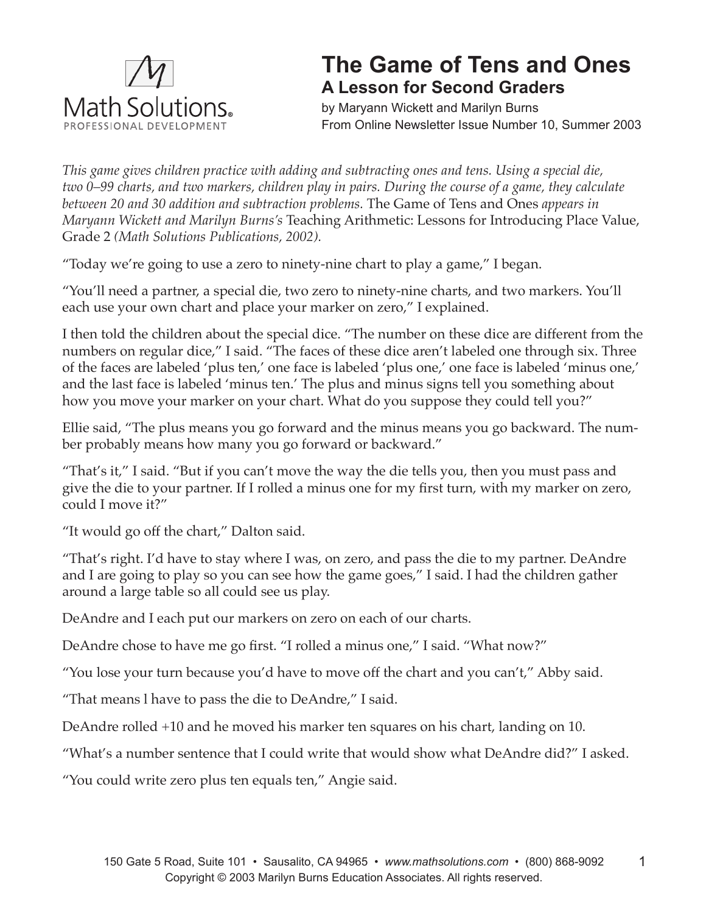# The Game of Tens and Ones

## A Lesson for Second Graders

by Maryann Wickett and Marilyn Burns
From Online Newsletter Issue Number 10, Summer 2003

*This game gives children practice with adding and subtracting ones and tens. Using a special die, two 0–99 charts, and two markers, children play in pairs. During the course of a game, they calculate between 20 and 30 addition and subtraction problems.* The Game of Tens and Ones *appears in Maryann Wickett and Marilyn Burns's* Teaching Arithmetic: Lessons for Introducing Place Value, Grade 2 *(Math Solutions Publications, 2002).*

"Today we're going to use a zero to ninety-nine chart to play a game," I began.

"You'll need a partner, a special die, two zero to ninety-nine charts, and two markers. You'll each use your own chart and place your marker on zero," I explained.

I then told the children about the special dice. "The number on these dice are different from the numbers on regular dice," I said. "The faces of these dice aren't labeled one through six. Three of the faces are labeled 'plus ten,' one face is labeled 'plus one,' one face is labeled 'minus one,' and the last face is labeled 'minus ten.' The plus and minus signs tell you something about how you move your marker on your chart. What do you suppose they could tell you?"

Ellie said, "The plus means you go forward and the minus means you go backward. The number probably means how many you go forward or backward."

"That's it," I said. "But if you can't move the way the die tells you, then you must pass and give the die to your partner. If I rolled a minus one for my first turn, with my marker on zero, could I move it?"

"It would go off the chart," Dalton said.

"That's right. I'd have to stay where I was, on zero, and pass the die to my partner. DeAndre and I are going to play so you can see how the game goes," I said. I had the children gather around a large table so all could see us play.

DeAndre and I each put our markers on zero on each of our charts.

DeAndre chose to have me go first. "I rolled a minus one," I said. "What now?"

"You lose your turn because you'd have to move off the chart and you can't," Abby said.

"That means l have to pass the die to DeAndre," I said.

DeAndre rolled +10 and he moved his marker ten squares on his chart, landing on 10.

"What's a number sentence that I could write that would show what DeAndre did?" I asked.

"You could write zero plus ten equals ten," Angie said.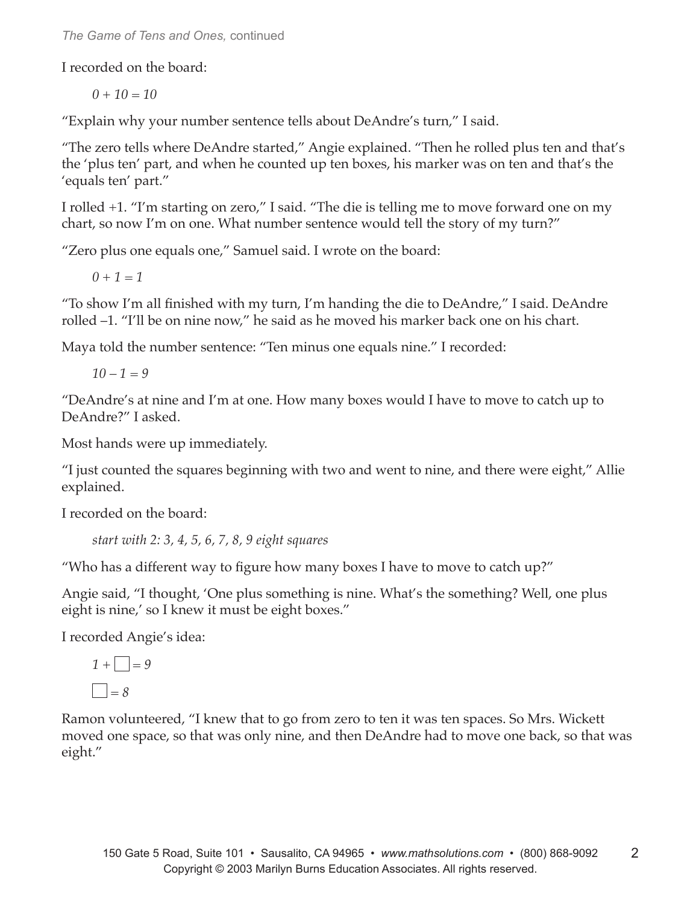I recorded on the board:

> *0 + 10 = 10*

"Explain why your number sentence tells about DeAndre's turn," I said.

"The zero tells where DeAndre started," Angie explained. "Then he rolled plus ten and that's the 'plus ten' part, and when he counted up ten boxes, his marker was on ten and that's the 'equals ten' part."

I rolled +1. "I'm starting on zero," I said. "The die is telling me to move forward one on my chart, so now I'm on one. What number sentence would tell the story of my turn?"

"Zero plus one equals one," Samuel said. I wrote on the board:

> *0 + 1 = 1*

"To show I'm all finished with my turn, I'm handing the die to DeAndre," I said. DeAndre rolled –1. "I'll be on nine now," he said as he moved his marker back one on his chart.

Maya told the number sentence: "Ten minus one equals nine." I recorded:

> *10 – 1 = 9*

"DeAndre's at nine and I'm at one. How many boxes would I have to move to catch up to DeAndre?" I asked.

Most hands were up immediately.

"I just counted the squares beginning with two and went to nine, and there were eight," Allie explained.

I recorded on the board:

> *start with 2: 3, 4, 5, 6, 7, 8, 9 eight squares*

"Who has a different way to figure how many boxes I have to move to catch up?"

Angie said, "I thought, 'One plus something is nine. What's the something? Well, one plus eight is nine,' so I knew it must be eight boxes."

I recorded Angie's idea:

$$1 + \square = 9$$

$$\square = 8$$

Ramon volunteered, "I knew that to go from zero to ten it was ten spaces. So Mrs. Wickett moved one space, so that was only nine, and then DeAndre had to move one back, so that was eight."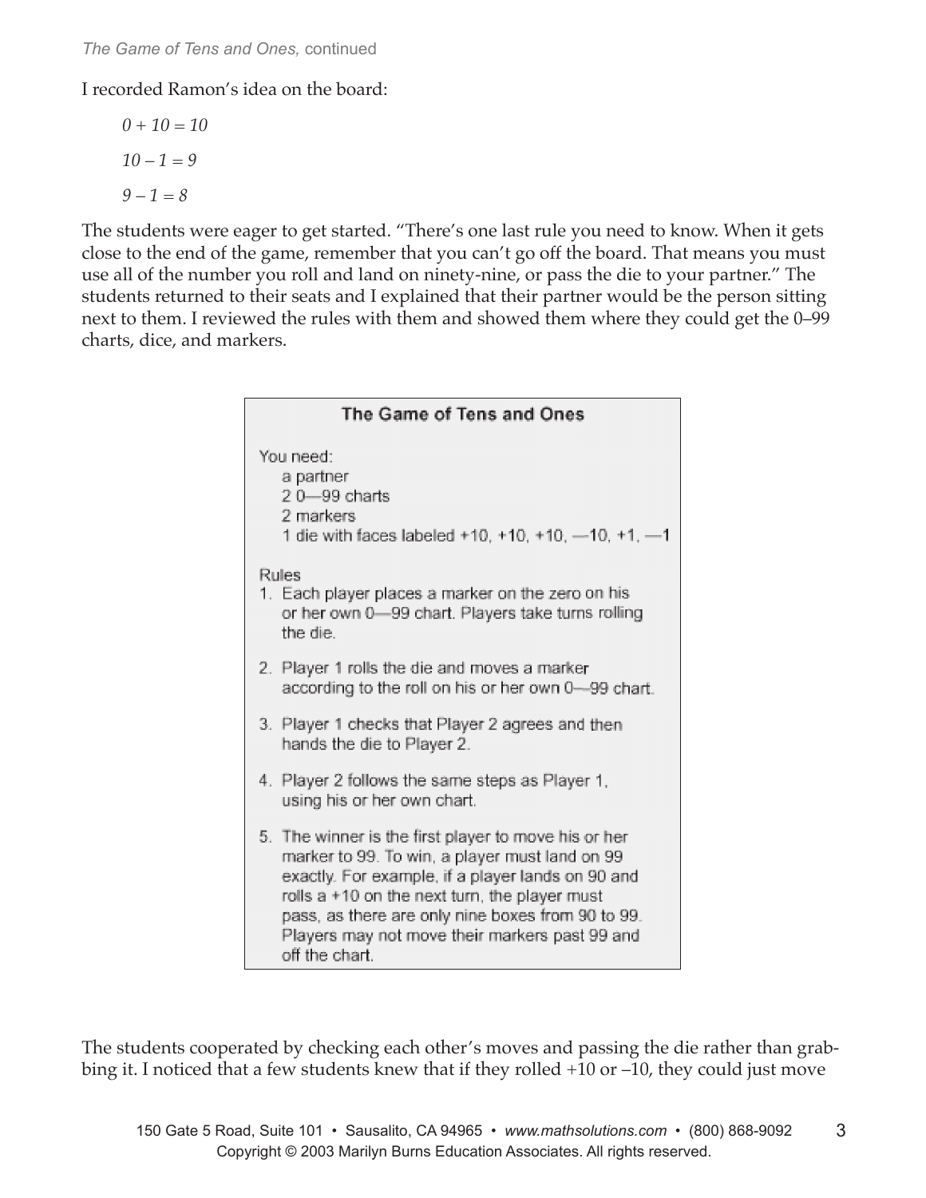I recorded Ramon's idea on the board:

$0 + 10 = 10$

$10 - 1 = 9$

$9 - 1 = 8$

The students were eager to get started. "There's one last rule you need to know. When it gets close to the end of the game, remember that you can't go off the board. That means you must use all of the number you roll and land on ninety-nine, or pass the die to your partner." The students returned to their seats and I explained that their partner would be the person sitting next to them. I reviewed the rules with them and showed them where they could get the 0–99 charts, dice, and markers.

### The Game of Tens and Ones

You need:

- a partner
- 2 0—99 charts
- 2 markers
- 1 die with faces labeled +10, +10, +10, —10, +1, —1

Rules

1. Each player places a marker on the zero on his or her own 0—99 chart. Players take turns rolling the die.
2. Player 1 rolls the die and moves a marker according to the roll on his or her own 0—99 chart.
3. Player 1 checks that Player 2 agrees and then hands the die to Player 2.
4. Player 2 follows the same steps as Player 1, using his or her own chart.
5. The winner is the first player to move his or her marker to 99. To win, a player must land on 99 exactly. For example, if a player lands on 90 and rolls a +10 on the next turn, the player must pass, as there are only nine boxes from 90 to 99. Players may not move their markers past 99 and off the chart.

The students cooperated by checking each other's moves and passing the die rather than grabbing it. I noticed that a few students knew that if they rolled +10 or –10, they could just move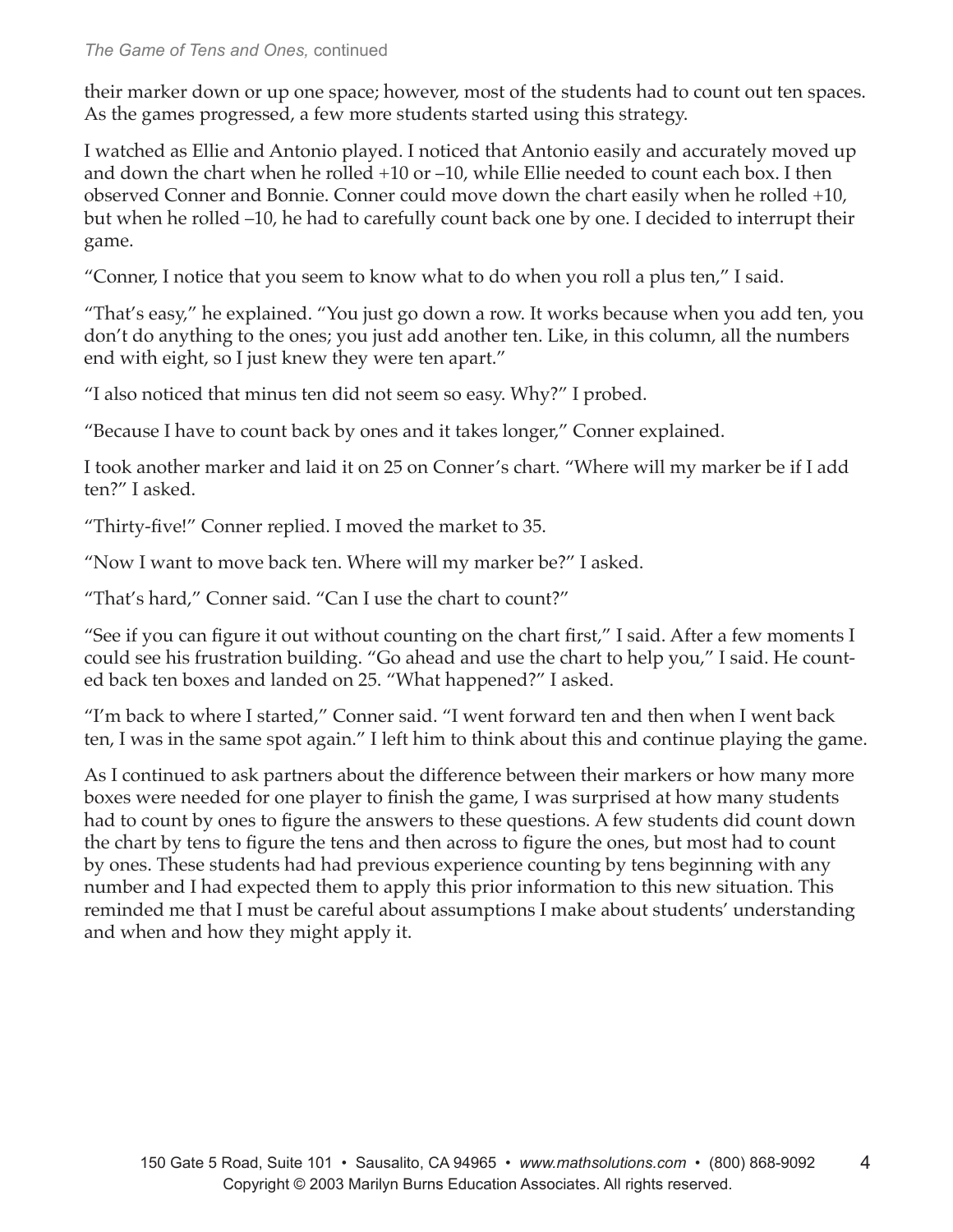their marker down or up one space; however, most of the students had to count out ten spaces. As the games progressed, a few more students started using this strategy.

I watched as Ellie and Antonio played. I noticed that Antonio easily and accurately moved up and down the chart when he rolled +10 or –10, while Ellie needed to count each box. I then observed Conner and Bonnie. Conner could move down the chart easily when he rolled +10, but when he rolled –10, he had to carefully count back one by one. I decided to interrupt their game.

"Conner, I notice that you seem to know what to do when you roll a plus ten," I said.

"That's easy," he explained. "You just go down a row. It works because when you add ten, you don't do anything to the ones; you just add another ten. Like, in this column, all the numbers end with eight, so I just knew they were ten apart."

"I also noticed that minus ten did not seem so easy. Why?" I probed.

"Because I have to count back by ones and it takes longer," Conner explained.

I took another marker and laid it on 25 on Conner's chart. "Where will my marker be if I add ten?" I asked.

"Thirty-five!" Conner replied. I moved the market to 35.

"Now I want to move back ten. Where will my marker be?" I asked.

"That's hard," Conner said. "Can I use the chart to count?"

"See if you can figure it out without counting on the chart first," I said. After a few moments I could see his frustration building. "Go ahead and use the chart to help you," I said. He counted back ten boxes and landed on 25. "What happened?" I asked.

"I'm back to where I started," Conner said. "I went forward ten and then when I went back ten, I was in the same spot again." I left him to think about this and continue playing the game.

As I continued to ask partners about the difference between their markers or how many more boxes were needed for one player to finish the game, I was surprised at how many students had to count by ones to figure the answers to these questions. A few students did count down the chart by tens to figure the tens and then across to figure the ones, but most had to count by ones. These students had had previous experience counting by tens beginning with any number and I had expected them to apply this prior information to this new situation. This reminded me that I must be careful about assumptions I make about students' understanding and when and how they might apply it.